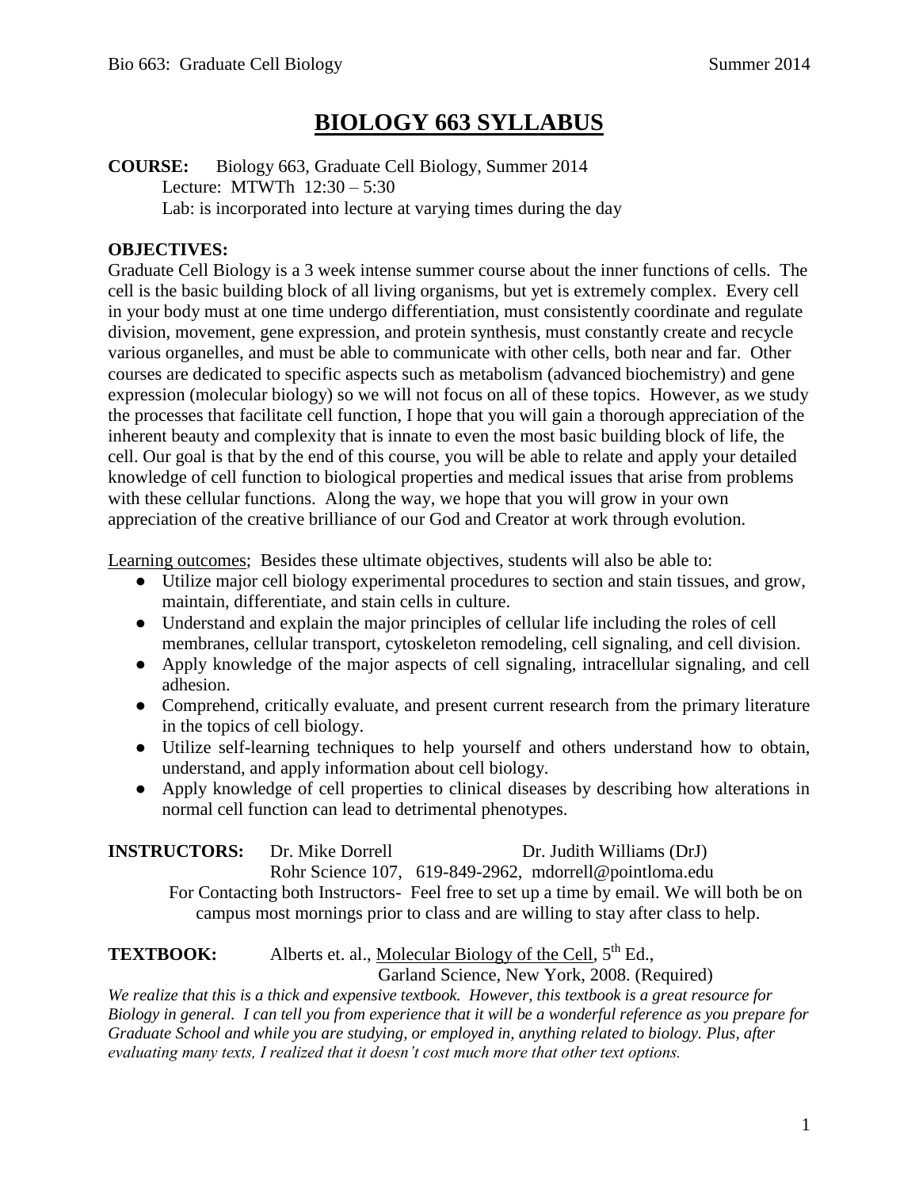# BIOLOGY 663 SYLLABUS

**COURSE:** Biology 663, Graduate Cell Biology, Summer 2014
Lecture: MTWTh 12:30 – 5:30
Lab: is incorporated into lecture at varying times during the day

**OBJECTIVES:**

Graduate Cell Biology is a 3 week intense summer course about the inner functions of cells. The cell is the basic building block of all living organisms, but yet is extremely complex. Every cell in your body must at one time undergo differentiation, must consistently coordinate and regulate division, movement, gene expression, and protein synthesis, must constantly create and recycle various organelles, and must be able to communicate with other cells, both near and far. Other courses are dedicated to specific aspects such as metabolism (advanced biochemistry) and gene expression (molecular biology) so we will not focus on all of these topics. However, as we study the processes that facilitate cell function, I hope that you will gain a thorough appreciation of the inherent beauty and complexity that is innate to even the most basic building block of life, the cell. Our goal is that by the end of this course, you will be able to relate and apply your detailed knowledge of cell function to biological properties and medical issues that arise from problems with these cellular functions. Along the way, we hope that you will grow in your own appreciation of the creative brilliance of our God and Creator at work through evolution.

Learning outcomes; Besides these ultimate objectives, students will also be able to:

- Utilize major cell biology experimental procedures to section and stain tissues, and grow, maintain, differentiate, and stain cells in culture.
- Understand and explain the major principles of cellular life including the roles of cell membranes, cellular transport, cytoskeleton remodeling, cell signaling, and cell division.
- Apply knowledge of the major aspects of cell signaling, intracellular signaling, and cell adhesion.
- Comprehend, critically evaluate, and present current research from the primary literature in the topics of cell biology.
- Utilize self-learning techniques to help yourself and others understand how to obtain, understand, and apply information about cell biology.
- Apply knowledge of cell properties to clinical diseases by describing how alterations in normal cell function can lead to detrimental phenotypes.

**INSTRUCTORS:** Dr. Mike Dorrell Dr. Judith Williams (DrJ)
Rohr Science 107, 619-849-2962, mdorrell@pointloma.edu
For Contacting both Instructors- Feel free to set up a time by email. We will both be on campus most mornings prior to class and are willing to stay after class to help.

**TEXTBOOK:** Alberts et. al., Molecular Biology of the Cell, 5th Ed., Garland Science, New York, 2008. (Required)

*We realize that this is a thick and expensive textbook. However, this textbook is a great resource for Biology in general. I can tell you from experience that it will be a wonderful reference as you prepare for Graduate School and while you are studying, or employed in, anything related to biology. Plus, after evaluating many texts, I realized that it doesn't cost much more that other text options.*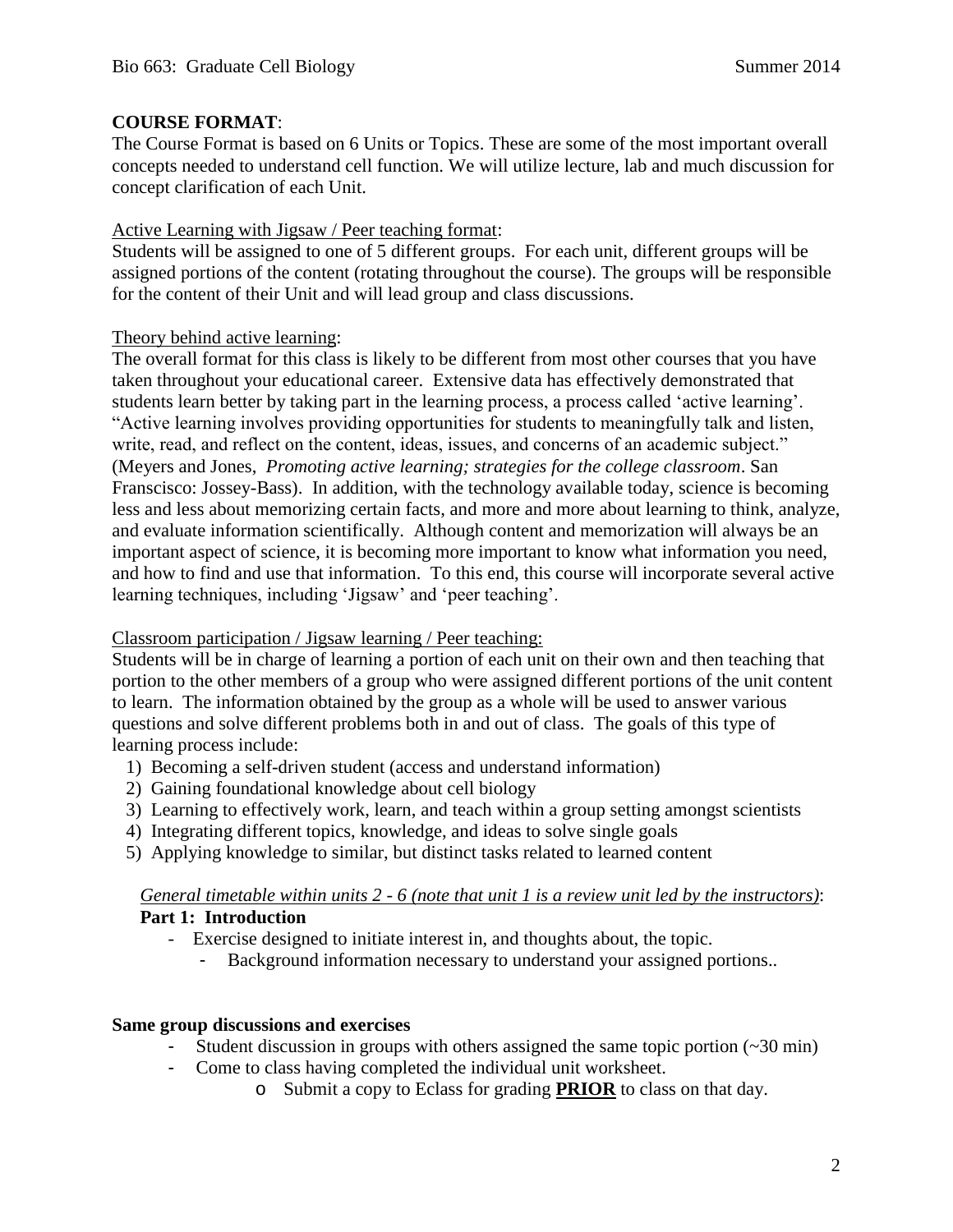**COURSE FORMAT**:

The Course Format is based on 6 Units or Topics. These are some of the most important overall concepts needed to understand cell function. We will utilize lecture, lab and much discussion for concept clarification of each Unit.

<u>Active Learning with Jigsaw / Peer teaching format</u>:

Students will be assigned to one of 5 different groups. For each unit, different groups will be assigned portions of the content (rotating throughout the course). The groups will be responsible for the content of their Unit and will lead group and class discussions.

<u>Theory behind active learning</u>:

The overall format for this class is likely to be different from most other courses that you have taken throughout your educational career. Extensive data has effectively demonstrated that students learn better by taking part in the learning process, a process called 'active learning'. "Active learning involves providing opportunities for students to meaningfully talk and listen, write, read, and reflect on the content, ideas, issues, and concerns of an academic subject." (Meyers and Jones, *Promoting active learning; strategies for the college classroom*. San Franscisco: Jossey-Bass). In addition, with the technology available today, science is becoming less and less about memorizing certain facts, and more and more about learning to think, analyze, and evaluate information scientifically. Although content and memorization will always be an important aspect of science, it is becoming more important to know what information you need, and how to find and use that information. To this end, this course will incorporate several active learning techniques, including 'Jigsaw' and 'peer teaching'.

<u>Classroom participation / Jigsaw learning / Peer teaching:</u>

Students will be in charge of learning a portion of each unit on their own and then teaching that portion to the other members of a group who were assigned different portions of the unit content to learn. The information obtained by the group as a whole will be used to answer various questions and solve different problems both in and out of class. The goals of this type of learning process include:

1) Becoming a self-driven student (access and understand information)
2) Gaining foundational knowledge about cell biology
3) Learning to effectively work, learn, and teach within a group setting amongst scientists
4) Integrating different topics, knowledge, and ideas to solve single goals
5) Applying knowledge to similar, but distinct tasks related to learned content

<u>*General timetable within units 2 - 6 (note that unit 1 is a review unit led by the instructors)*</u>:

**Part 1: Introduction**

- Exercise designed to initiate interest in, and thoughts about, the topic.
  - Background information necessary to understand your assigned portions..

**Same group discussions and exercises**

- Student discussion in groups with others assigned the same topic portion (~30 min)
- Come to class having completed the individual unit worksheet.
  - Submit a copy to Eclass for grading **<u>PRIOR</u>** to class on that day.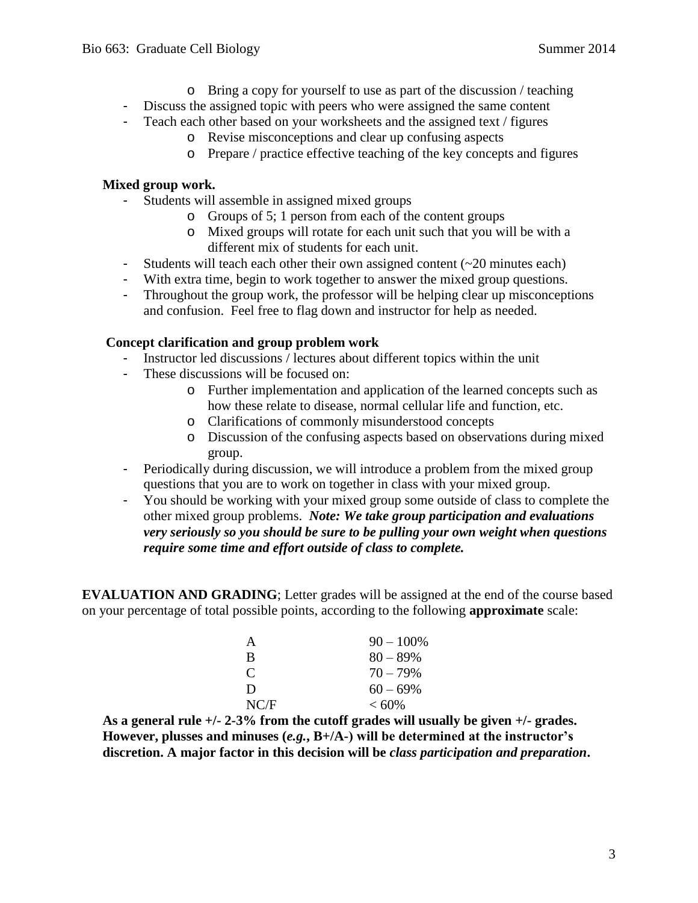- Bring a copy for yourself to use as part of the discussion / teaching
- Discuss the assigned topic with peers who were assigned the same content
- Teach each other based on your worksheets and the assigned text / figures
  - Revise misconceptions and clear up confusing aspects
  - Prepare / practice effective teaching of the key concepts and figures

**Mixed group work.**

- Students will assemble in assigned mixed groups
  - Groups of 5; 1 person from each of the content groups
  - Mixed groups will rotate for each unit such that you will be with a different mix of students for each unit.
- Students will teach each other their own assigned content (~20 minutes each)
- With extra time, begin to work together to answer the mixed group questions.
- Throughout the group work, the professor will be helping clear up misconceptions and confusion. Feel free to flag down and instructor for help as needed.

**Concept clarification and group problem work**

- Instructor led discussions / lectures about different topics within the unit
- These discussions will be focused on:
  - Further implementation and application of the learned concepts such as how these relate to disease, normal cellular life and function, etc.
  - Clarifications of commonly misunderstood concepts
  - Discussion of the confusing aspects based on observations during mixed group.
- Periodically during discussion, we will introduce a problem from the mixed group questions that you are to work on together in class with your mixed group.
- You should be working with your mixed group some outside of class to complete the other mixed group problems. ***Note: We take group participation and evaluations very seriously so you should be sure to be pulling your own weight when questions require some time and effort outside of class to complete.***

**EVALUATION AND GRADING**; Letter grades will be assigned at the end of the course based on your percentage of total possible points, according to the following **approximate** scale:

| | |
|---|---|
| A | 90 – 100% |
| B | 80 – 89% |
| C | 70 – 79% |
| D | 60 – 69% |
| NC/F | < 60% |

**As a general rule +/- 2-3% from the cutoff grades will usually be given +/- grades. However, plusses and minuses (*e.g.*, B+/A-) will be determined at the instructor's discretion. A major factor in this decision will be *class participation and preparation*.**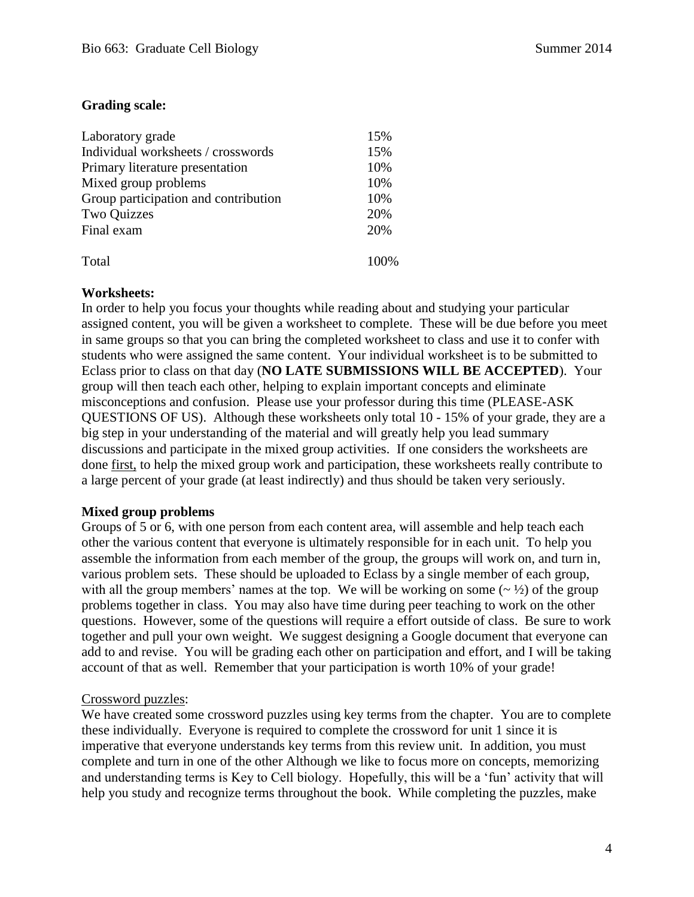**Grading scale:**

| | |
|---|---|
| Laboratory grade | 15% |
| Individual worksheets / crosswords | 15% |
| Primary literature presentation | 10% |
| Mixed group problems | 10% |
| Group participation and contribution | 10% |
| Two Quizzes | 20% |
| Final exam | 20% |
| Total | 100% |

**Worksheets:**

In order to help you focus your thoughts while reading about and studying your particular assigned content, you will be given a worksheet to complete. These will be due before you meet in same groups so that you can bring the completed worksheet to class and use it to confer with students who were assigned the same content. Your individual worksheet is to be submitted to Eclass prior to class on that day (**NO LATE SUBMISSIONS WILL BE ACCEPTED**). Your group will then teach each other, helping to explain important concepts and eliminate misconceptions and confusion. Please use your professor during this time (PLEASE-ASK QUESTIONS OF US). Although these worksheets only total 10 - 15% of your grade, they are a big step in your understanding of the material and will greatly help you lead summary discussions and participate in the mixed group activities. If one considers the worksheets are done <u>first,</u> to help the mixed group work and participation, these worksheets really contribute to a large percent of your grade (at least indirectly) and thus should be taken very seriously.

**Mixed group problems**

Groups of 5 or 6, with one person from each content area, will assemble and help teach each other the various content that everyone is ultimately responsible for in each unit. To help you assemble the information from each member of the group, the groups will work on, and turn in, various problem sets. These should be uploaded to Eclass by a single member of each group, with all the group members' names at the top. We will be working on some (~ ½) of the group problems together in class. You may also have time during peer teaching to work on the other questions. However, some of the questions will require a effort outside of class. Be sure to work together and pull your own weight. We suggest designing a Google document that everyone can add to and revise. You will be grading each other on participation and effort, and I will be taking account of that as well. Remember that your participation is worth 10% of your grade!

<u>Crossword puzzles</u>:

We have created some crossword puzzles using key terms from the chapter. You are to complete these individually. Everyone is required to complete the crossword for unit 1 since it is imperative that everyone understands key terms from this review unit. In addition, you must complete and turn in one of the other Although we like to focus more on concepts, memorizing and understanding terms is Key to Cell biology. Hopefully, this will be a 'fun' activity that will help you study and recognize terms throughout the book. While completing the puzzles, make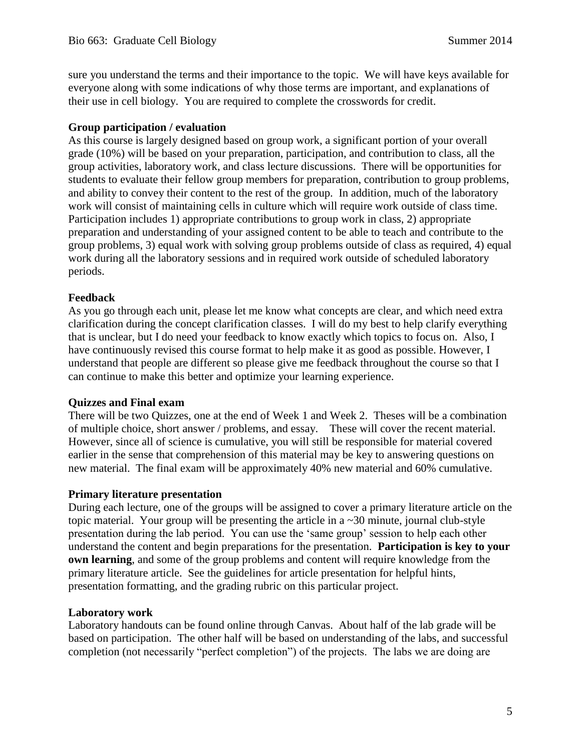sure you understand the terms and their importance to the topic. We will have keys available for everyone along with some indications of why those terms are important, and explanations of their use in cell biology. You are required to complete the crosswords for credit.

**Group participation / evaluation**

As this course is largely designed based on group work, a significant portion of your overall grade (10%) will be based on your preparation, participation, and contribution to class, all the group activities, laboratory work, and class lecture discussions. There will be opportunities for students to evaluate their fellow group members for preparation, contribution to group problems, and ability to convey their content to the rest of the group. In addition, much of the laboratory work will consist of maintaining cells in culture which will require work outside of class time. Participation includes 1) appropriate contributions to group work in class, 2) appropriate preparation and understanding of your assigned content to be able to teach and contribute to the group problems, 3) equal work with solving group problems outside of class as required, 4) equal work during all the laboratory sessions and in required work outside of scheduled laboratory periods.

**Feedback**

As you go through each unit, please let me know what concepts are clear, and which need extra clarification during the concept clarification classes. I will do my best to help clarify everything that is unclear, but I do need your feedback to know exactly which topics to focus on. Also, I have continuously revised this course format to help make it as good as possible. However, I understand that people are different so please give me feedback throughout the course so that I can continue to make this better and optimize your learning experience.

**Quizzes and Final exam**

There will be two Quizzes, one at the end of Week 1 and Week 2. Theses will be a combination of multiple choice, short answer / problems, and essay. These will cover the recent material. However, since all of science is cumulative, you will still be responsible for material covered earlier in the sense that comprehension of this material may be key to answering questions on new material. The final exam will be approximately 40% new material and 60% cumulative.

**Primary literature presentation**

During each lecture, one of the groups will be assigned to cover a primary literature article on the topic material. Your group will be presenting the article in a ~30 minute, journal club-style presentation during the lab period. You can use the 'same group' session to help each other understand the content and begin preparations for the presentation. **Participation is key to your own learning**, and some of the group problems and content will require knowledge from the primary literature article. See the guidelines for article presentation for helpful hints, presentation formatting, and the grading rubric on this particular project.

**Laboratory work**

Laboratory handouts can be found online through Canvas. About half of the lab grade will be based on participation. The other half will be based on understanding of the labs, and successful completion (not necessarily "perfect completion") of the projects. The labs we are doing are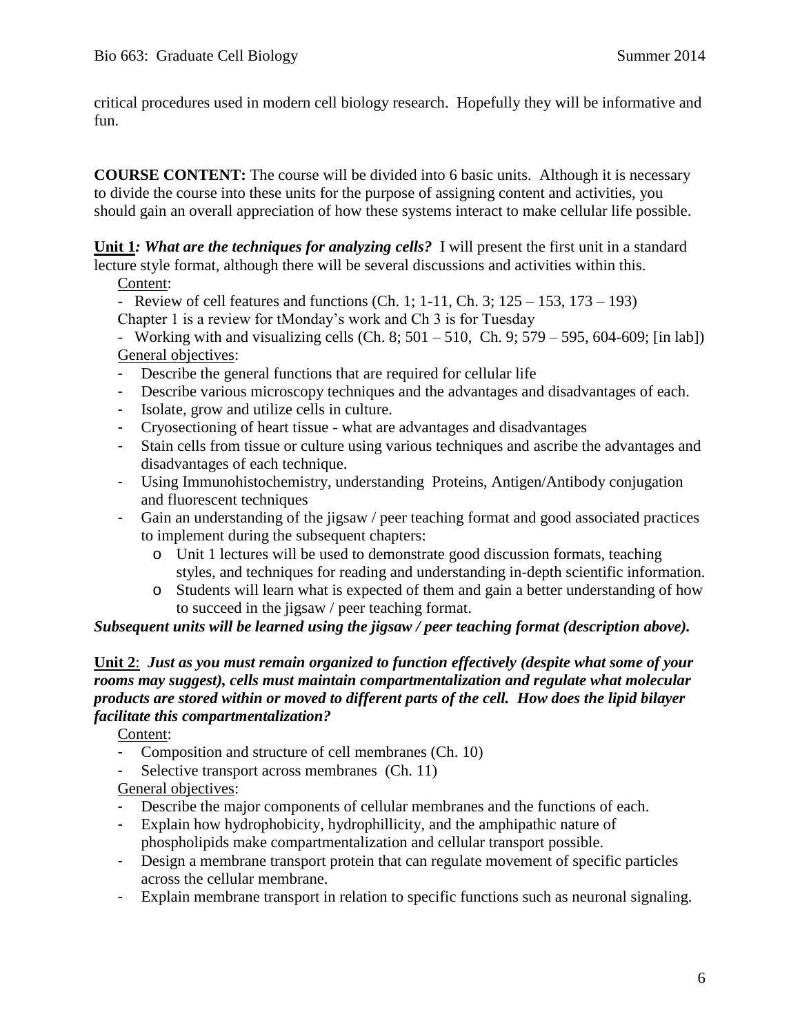critical procedures used in modern cell biology research. Hopefully they will be informative and fun.

**COURSE CONTENT:** The course will be divided into 6 basic units. Although it is necessary to divide the course into these units for the purpose of assigning content and activities, you should gain an overall appreciation of how these systems interact to make cellular life possible.

**Unit 1*: What are the techniques for analyzing cells?*** I will present the first unit in a standard lecture style format, although there will be several discussions and activities within this.

Content:

- Review of cell features and functions (Ch. 1; 1-11, Ch. 3; 125 – 153, 173 – 193)

Chapter 1 is a review for tMonday's work and Ch 3 is for Tuesday

- Working with and visualizing cells (Ch. 8; 501 – 510, Ch. 9; 579 – 595, 604-609; [in lab])

General objectives:

- Describe the general functions that are required for cellular life
- Describe various microscopy techniques and the advantages and disadvantages of each.
- Isolate, grow and utilize cells in culture.
- Cryosectioning of heart tissue - what are advantages and disadvantages
- Stain cells from tissue or culture using various techniques and ascribe the advantages and disadvantages of each technique.
- Using Immunohistochemistry, understanding Proteins, Antigen/Antibody conjugation and fluorescent techniques
- Gain an understanding of the jigsaw / peer teaching format and good associated practices to implement during the subsequent chapters:
    - Unit 1 lectures will be used to demonstrate good discussion formats, teaching styles, and techniques for reading and understanding in-depth scientific information.
    - Students will learn what is expected of them and gain a better understanding of how to succeed in the jigsaw / peer teaching format.

***Subsequent units will be learned using the jigsaw / peer teaching format (description above).***

**Unit 2**: ***Just as you must remain organized to function effectively (despite what some of your rooms may suggest), cells must maintain compartmentalization and regulate what molecular products are stored within or moved to different parts of the cell. How does the lipid bilayer facilitate this compartmentalization?***

Content:

- Composition and structure of cell membranes (Ch. 10)
- Selective transport across membranes (Ch. 11)

General objectives:

- Describe the major components of cellular membranes and the functions of each.
- Explain how hydrophobicity, hydrophillicity, and the amphipathic nature of phospholipids make compartmentalization and cellular transport possible.
- Design a membrane transport protein that can regulate movement of specific particles across the cellular membrane.
- Explain membrane transport in relation to specific functions such as neuronal signaling.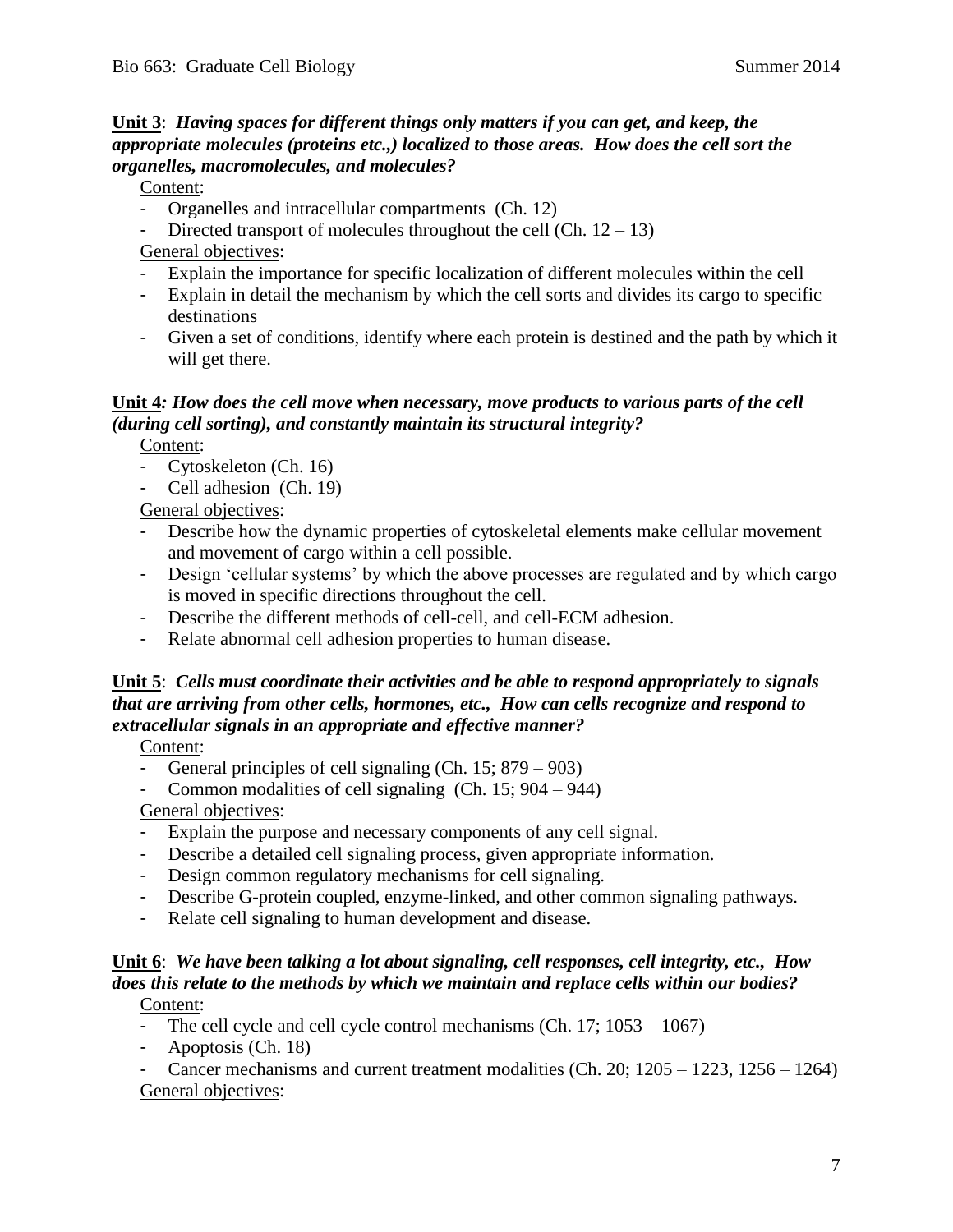**Unit 3**: ***Having spaces for different things only matters if you can get, and keep, the appropriate molecules (proteins etc.,) localized to those areas. How does the cell sort the organelles, macromolecules, and molecules?***

Content:

- Organelles and intracellular compartments (Ch. 12)
- Directed transport of molecules throughout the cell (Ch. 12 – 13)

General objectives:

- Explain the importance for specific localization of different molecules within the cell
- Explain in detail the mechanism by which the cell sorts and divides its cargo to specific destinations
- Given a set of conditions, identify where each protein is destined and the path by which it will get there.

**Unit 4*****: How does the cell move when necessary, move products to various parts of the cell (during cell sorting), and constantly maintain its structural integrity?***

Content:

- Cytoskeleton (Ch. 16)
- Cell adhesion (Ch. 19)

General objectives:

- Describe how the dynamic properties of cytoskeletal elements make cellular movement and movement of cargo within a cell possible.
- Design 'cellular systems' by which the above processes are regulated and by which cargo is moved in specific directions throughout the cell.
- Describe the different methods of cell-cell, and cell-ECM adhesion.
- Relate abnormal cell adhesion properties to human disease.

**Unit 5**: ***Cells must coordinate their activities and be able to respond appropriately to signals that are arriving from other cells, hormones, etc., How can cells recognize and respond to extracellular signals in an appropriate and effective manner?***

Content:

- General principles of cell signaling (Ch. 15; 879 – 903)
- Common modalities of cell signaling (Ch. 15; 904 – 944)

General objectives:

- Explain the purpose and necessary components of any cell signal.
- Describe a detailed cell signaling process, given appropriate information.
- Design common regulatory mechanisms for cell signaling.
- Describe G-protein coupled, enzyme-linked, and other common signaling pathways.
- Relate cell signaling to human development and disease.

**Unit 6**: ***We have been talking a lot about signaling, cell responses, cell integrity, etc., How does this relate to the methods by which we maintain and replace cells within our bodies?***

Content:

- The cell cycle and cell cycle control mechanisms (Ch. 17; 1053 – 1067)
- Apoptosis (Ch. 18)
- Cancer mechanisms and current treatment modalities (Ch. 20; 1205 – 1223, 1256 – 1264)

General objectives: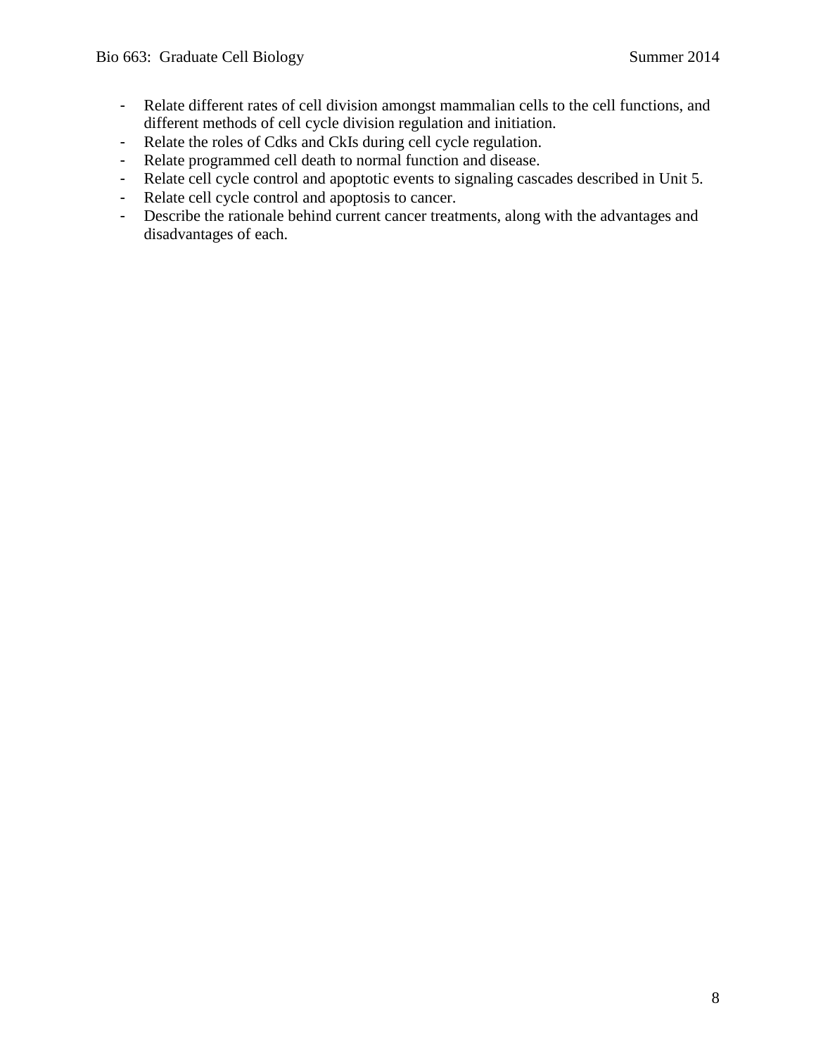- Relate different rates of cell division amongst mammalian cells to the cell functions, and different methods of cell cycle division regulation and initiation.
- Relate the roles of Cdks and CkIs during cell cycle regulation.
- Relate programmed cell death to normal function and disease.
- Relate cell cycle control and apoptotic events to signaling cascades described in Unit 5.
- Relate cell cycle control and apoptosis to cancer.
- Describe the rationale behind current cancer treatments, along with the advantages and disadvantages of each.